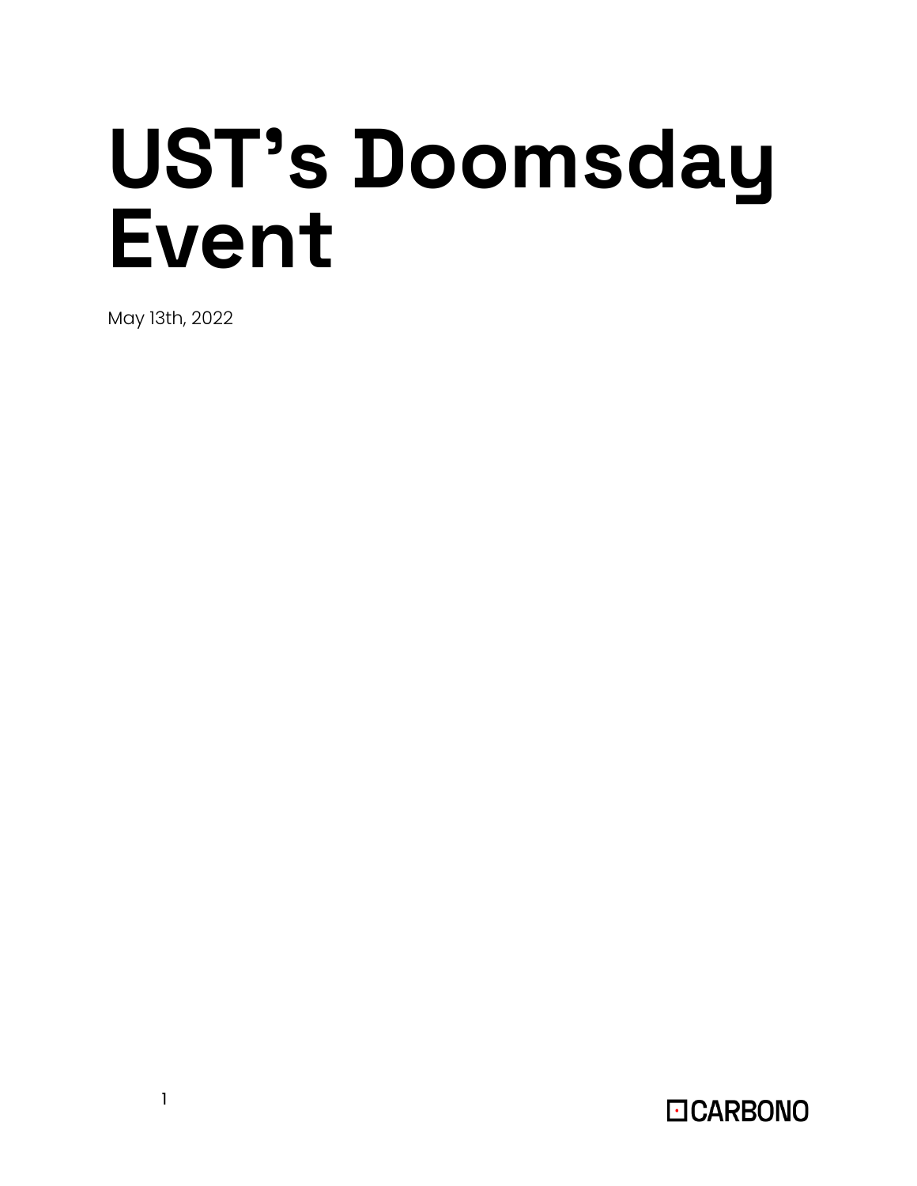# UST’s Doomsday Event

May 13th, 2022

CARBONO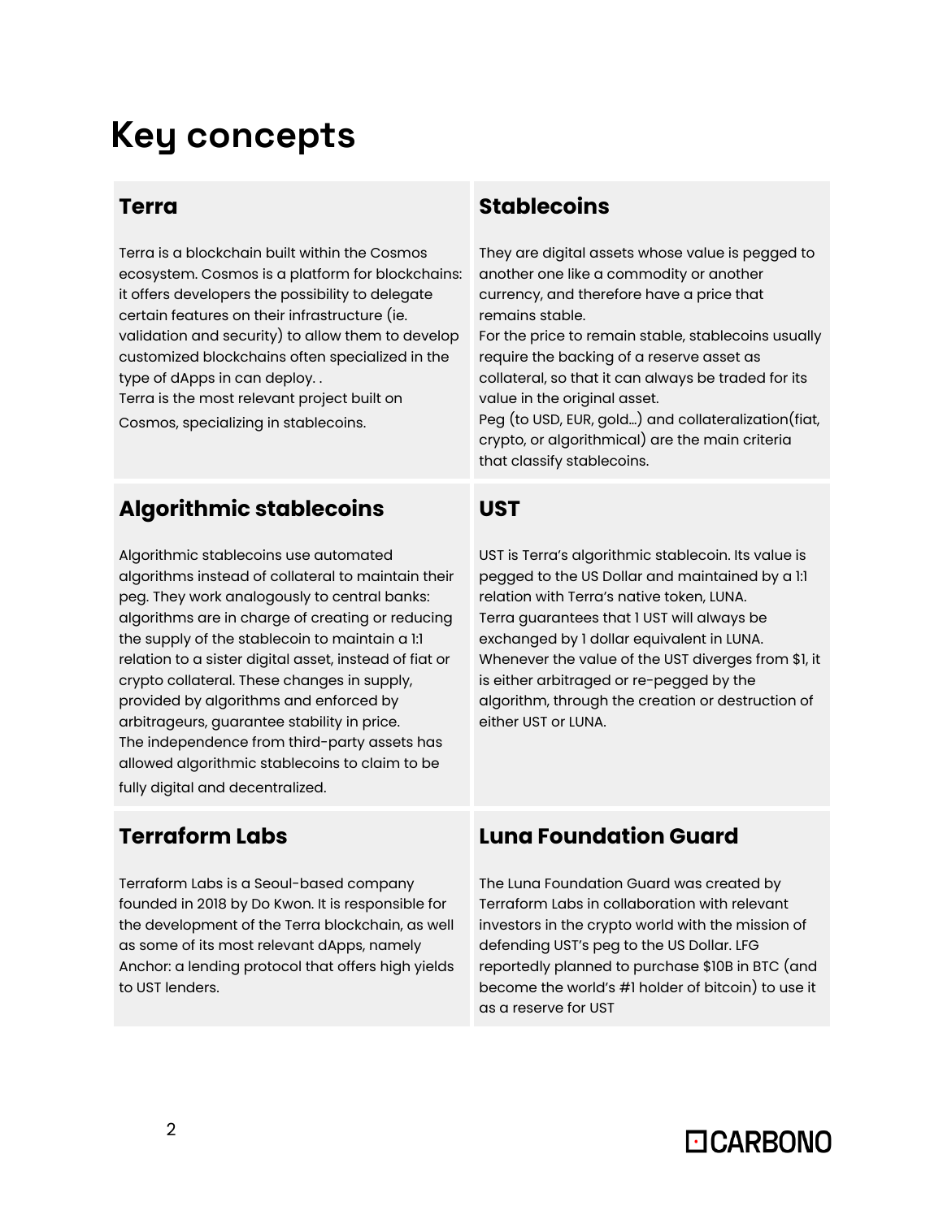# Key concepts

## Terra

Terra is a blockchain built within the Cosmos ecosystem. Cosmos is a platform for blockchains: it offers developers the possibility to delegate certain features on their infrastructure (ie. validation and security) to allow them to develop customized blockchains often specialized in the type of dApps in can deploy. .
Terra is the most relevant project built on Cosmos, specializing in stablecoins.

## Stablecoins

They are digital assets whose value is pegged to another one like a commodity or another currency, and therefore have a price that remains stable.
For the price to remain stable, stablecoins usually require the backing of a reserve asset as collateral, so that it can always be traded for its value in the original asset.
Peg (to USD, EUR, gold...) and collateralization(fiat, crypto, or algorithmical) are the main criteria that classify stablecoins.

## Algorithmic stablecoins

Algorithmic stablecoins use automated algorithms instead of collateral to maintain their peg. They work analogously to central banks: algorithms are in charge of creating or reducing the supply of the stablecoin to maintain a 1:1 relation to a sister digital asset, instead of fiat or crypto collateral. These changes in supply, provided by algorithms and enforced by arbitrageurs, guarantee stability in price.
The independence from third-party assets has allowed algorithmic stablecoins to claim to be fully digital and decentralized.

## UST

UST is Terra's algorithmic stablecoin. Its value is pegged to the US Dollar and maintained by a 1:1 relation with Terra's native token, LUNA.
Terra guarantees that 1 UST will always be exchanged by 1 dollar equivalent in LUNA.
Whenever the value of the UST diverges from $1, it is either arbitraged or re-pegged by the algorithm, through the creation or destruction of either UST or LUNA.

## Terraform Labs

Terraform Labs is a Seoul-based company founded in 2018 by Do Kwon. It is responsible for the development of the Terra blockchain, as well as some of its most relevant dApps, namely Anchor: a lending protocol that offers high yields to UST lenders.

## Luna Foundation Guard

The Luna Foundation Guard was created by Terraform Labs in collaboration with relevant investors in the crypto world with the mission of defending UST's peg to the US Dollar. LFG reportedly planned to purchase $10B in BTC (and become the world's #1 holder of bitcoin) to use it as a reserve for UST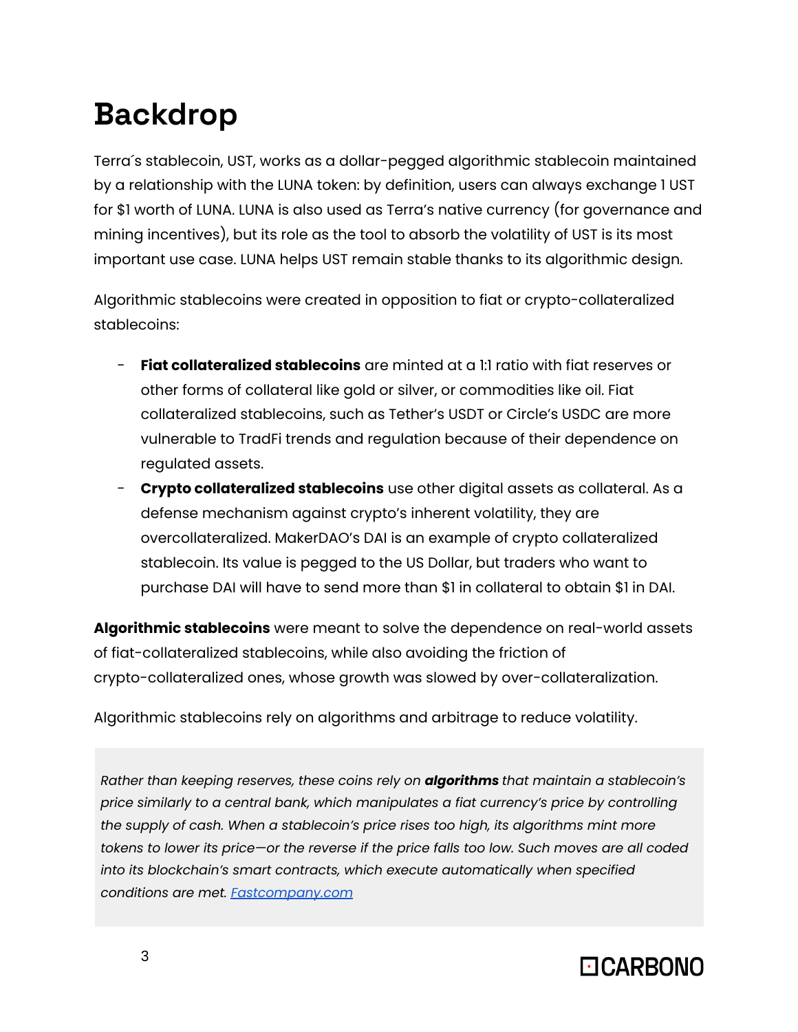# Backdrop

Terra´s stablecoin, UST, works as a dollar-pegged algorithmic stablecoin maintained by a relationship with the LUNA token: by definition, users can always exchange 1 UST for $1 worth of LUNA. LUNA is also used as Terra's native currency (for governance and mining incentives), but its role as the tool to absorb the volatility of UST is its most important use case. LUNA helps UST remain stable thanks to its algorithmic design.

Algorithmic stablecoins were created in opposition to fiat or crypto-collateralized stablecoins:

- **Fiat collateralized stablecoins** are minted at a 1:1 ratio with fiat reserves or other forms of collateral like gold or silver, or commodities like oil. Fiat collateralized stablecoins, such as Tether's USDT or Circle's USDC are more vulnerable to TradFi trends and regulation because of their dependence on regulated assets.
- **Crypto collateralized stablecoins** use other digital assets as collateral. As a defense mechanism against crypto's inherent volatility, they are overcollateralized. MakerDAO's DAI is an example of crypto collateralized stablecoin. Its value is pegged to the US Dollar, but traders who want to purchase DAI will have to send more than $1 in collateral to obtain $1 in DAI.

**Algorithmic stablecoins** were meant to solve the dependence on real-world assets of fiat-collateralized stablecoins, while also avoiding the friction of crypto-collateralized ones, whose growth was slowed by over-collateralization.

Algorithmic stablecoins rely on algorithms and arbitrage to reduce volatility.

> *Rather than keeping reserves, these coins rely on **algorithms** that maintain a stablecoin's price similarly to a central bank, which manipulates a fiat currency's price by controlling the supply of cash. When a stablecoin's price rises too high, its algorithms mint more tokens to lower its price—or the reverse if the price falls too low. Such moves are all coded into its blockchain's smart contracts, which execute automatically when specified conditions are met.* [Fastcompany.com]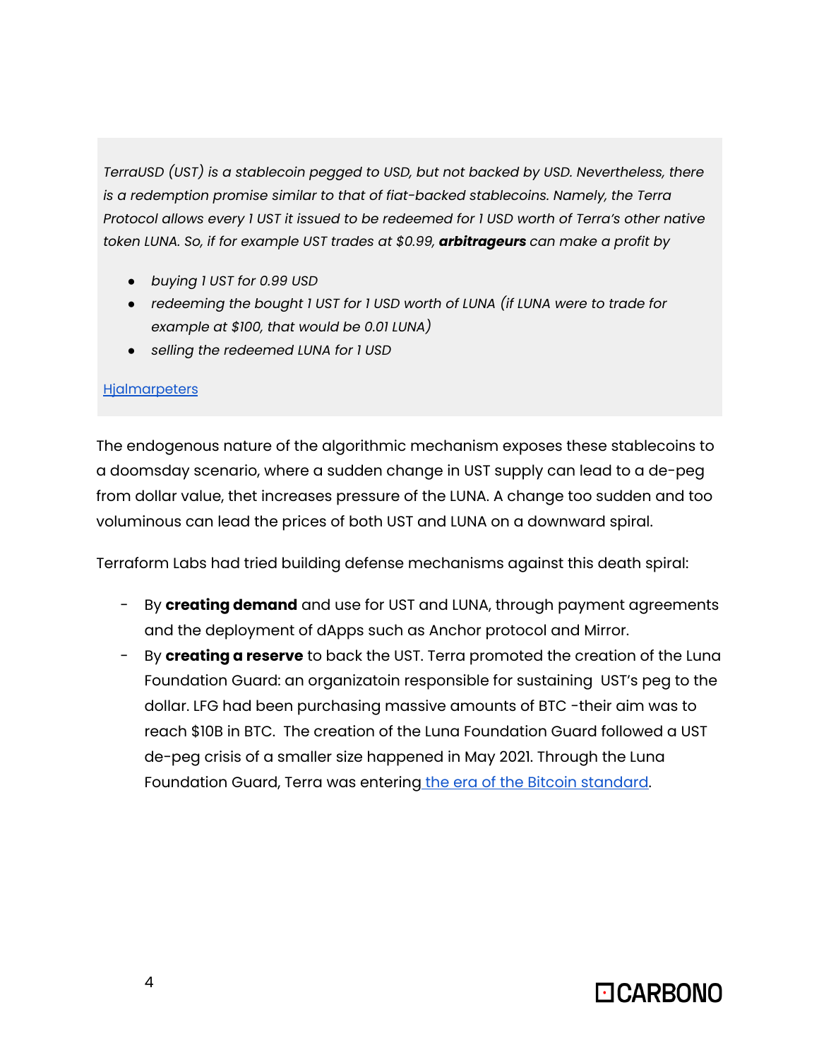*TerraUSD (UST) is a stablecoin pegged to USD, but not backed by USD. Nevertheless, there is a redemption promise similar to that of fiat-backed stablecoins. Namely, the Terra Protocol allows every 1 UST it issued to be redeemed for 1 USD worth of Terra's other native token LUNA. So, if for example UST trades at $0.99, **arbitrageurs** can make a profit by*

- *buying 1 UST for 0.99 USD*
- *redeeming the bought 1 UST for 1 USD worth of LUNA (if LUNA were to trade for example at $100, that would be 0.01 LUNA)*
- *selling the redeemed LUNA for 1 USD*

Hjalmarpeters

The endogenous nature of the algorithmic mechanism exposes these stablecoins to a doomsday scenario, where a sudden change in UST supply can lead to a de-peg from dollar value, thet increases pressure of the LUNA. A change too sudden and too voluminous can lead the prices of both UST and LUNA on a downward spiral.

Terraform Labs had tried building defense mechanisms against this death spiral:

- By **creating demand** and use for UST and LUNA, through payment agreements and the deployment of dApps such as Anchor protocol and Mirror.
- By **creating a reserve** to back the UST. Terra promoted the creation of the Luna Foundation Guard: an organizatoin responsible for sustaining UST's peg to the dollar. LFG had been purchasing massive amounts of BTC -their aim was to reach $10B in BTC. The creation of the Luna Foundation Guard followed a UST de-peg crisis of a smaller size happened in May 2021. Through the Luna Foundation Guard, Terra was entering the era of the Bitcoin standard.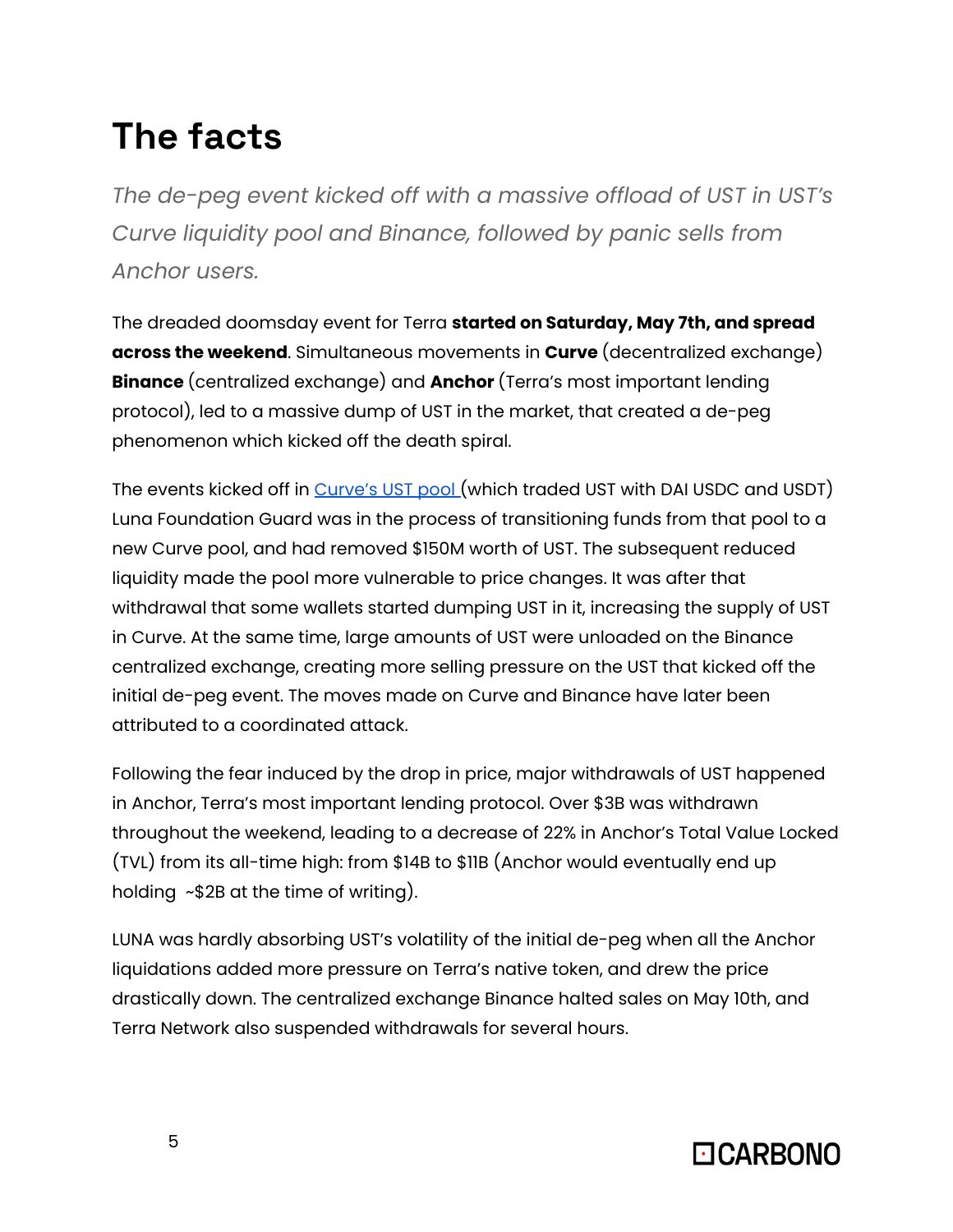# The facts

*The de-peg event kicked off with a massive offload of UST in UST's Curve liquidity pool and Binance, followed by panic sells from Anchor users.*

The dreaded doomsday event for Terra **started on Saturday, May 7th, and spread across the weekend**. Simultaneous movements in **Curve** (decentralized exchange) **Binance** (centralized exchange) and **Anchor** (Terra's most important lending protocol), led to a massive dump of UST in the market, that created a de-peg phenomenon which kicked off the death spiral.

The events kicked off in [Curve's UST pool](#) (which traded UST with DAI USDC and USDT) Luna Foundation Guard was in the process of transitioning funds from that pool to a new Curve pool, and had removed $150M worth of UST. The subsequent reduced liquidity made the pool more vulnerable to price changes. It was after that withdrawal that some wallets started dumping UST in it, increasing the supply of UST in Curve. At the same time, large amounts of UST were unloaded on the Binance centralized exchange, creating more selling pressure on the UST that kicked off the initial de-peg event. The moves made on Curve and Binance have later been attributed to a coordinated attack.

Following the fear induced by the drop in price, major withdrawals of UST happened in Anchor, Terra's most important lending protocol. Over $3B was withdrawn throughout the weekend, leading to a decrease of 22% in Anchor's Total Value Locked (TVL) from its all-time high: from $14B to $11B (Anchor would eventually end up holding ~$2B at the time of writing).

LUNA was hardly absorbing UST's volatility of the initial de-peg when all the Anchor liquidations added more pressure on Terra's native token, and drew the price drastically down. The centralized exchange Binance halted sales on May 10th, and Terra Network also suspended withdrawals for several hours.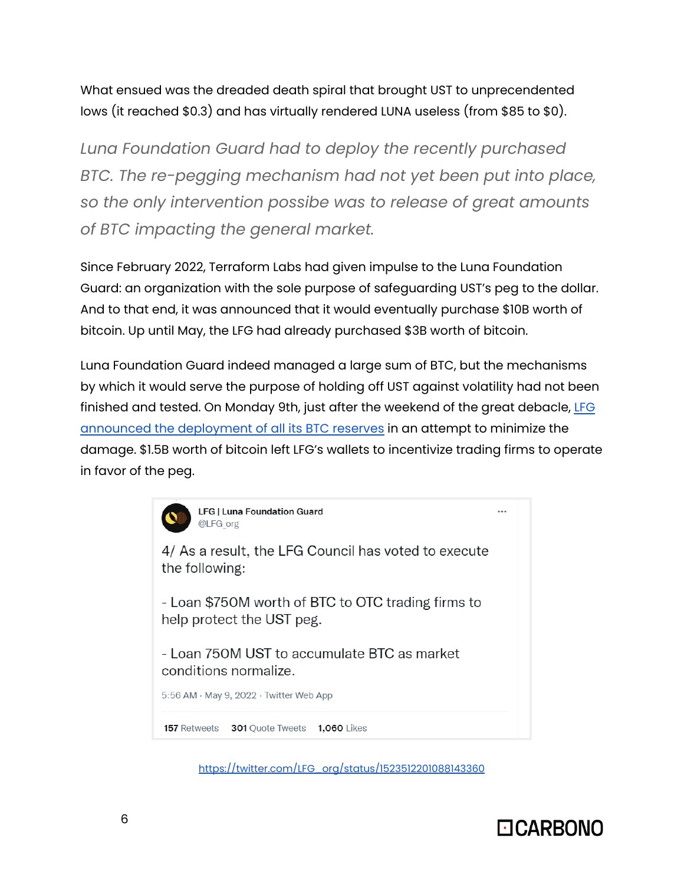What ensued was the dreaded death spiral that brought UST to unprecendented lows (it reached $0.3) and has virtually rendered LUNA useless (from $85 to $0).

> *Luna Foundation Guard had to deploy the recently purchased BTC. The re-pegging mechanism had not yet been put into place, so the only intervention possibe was to release of great amounts of BTC impacting the general market.*

Since February 2022, Terraform Labs had given impulse to the Luna Foundation Guard: an organization with the sole purpose of safeguarding UST's peg to the dollar. And to that end, it was announced that it would eventually purchase $10B worth of bitcoin. Up until May, the LFG had already purchased $3B worth of bitcoin.

Luna Foundation Guard indeed managed a large sum of BTC, but the mechanisms by which it would serve the purpose of holding off UST against volatility had not been finished and tested. On Monday 9th, just after the weekend of the great debacle, [LFG announced the deployment of all its BTC reserves]() in an attempt to minimize the damage. $1.5B worth of bitcoin left LFG's wallets to incentivize trading firms to operate in favor of the peg.

> **LFG | Luna Foundation Guard**
> @LFG_org
>
> 4/ As a result, the LFG Council has voted to execute the following:
>
> - Loan $750M worth of BTC to OTC trading firms to help protect the UST peg.
>
> - Loan 750M UST to accumulate BTC as market conditions normalize.
>
> 5:56 AM · May 9, 2022 · Twitter Web App
>
> **157** Retweets **301** Quote Tweets **1,060** Likes

https://twitter.com/LFG_org/status/1523512201088143360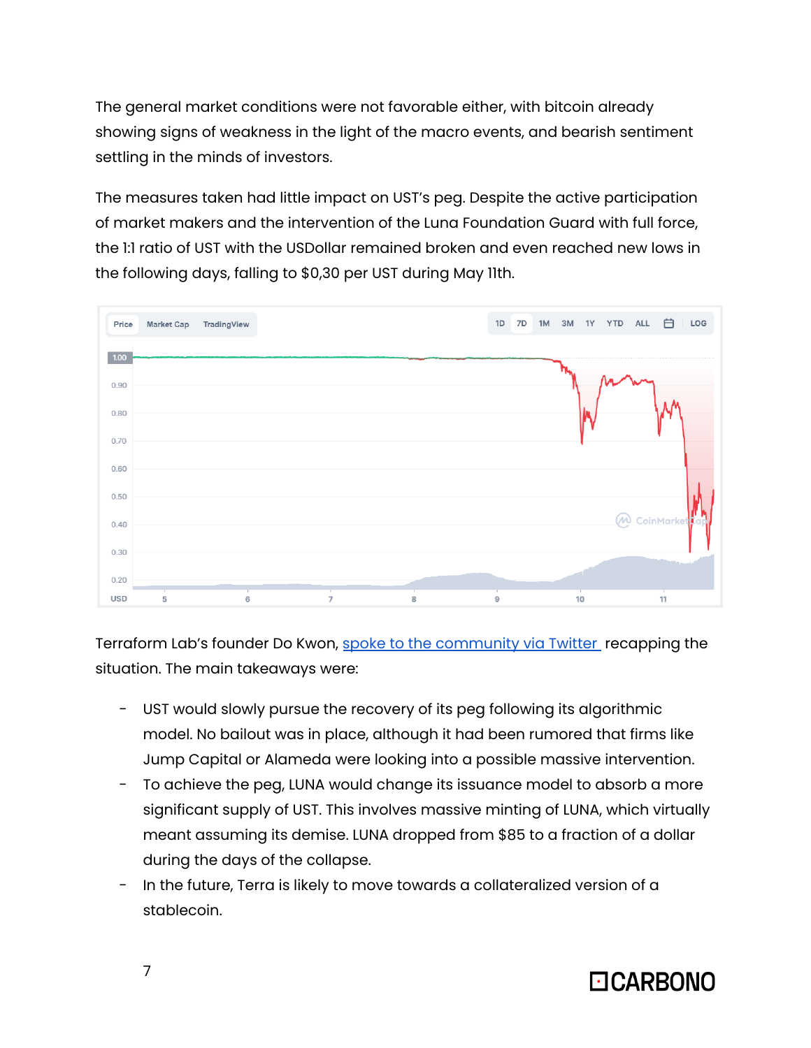The general market conditions were not favorable either, with bitcoin already showing signs of weakness in the light of the macro events, and bearish sentiment settling in the minds of investors.

The measures taken had little impact on UST's peg. Despite the active participation of market makers and the intervention of the Luna Foundation Guard with full force, the 1:1 ratio of UST with the USDollar remained broken and even reached new lows in the following days, falling to $0,30 per UST during May 11th.

Terraform Lab's founder Do Kwon, [spoke to the community via Twitter ](#) recapping the situation. The main takeaways were:

- UST would slowly pursue the recovery of its peg following its algorithmic model. No bailout was in place, although it had been rumored that firms like Jump Capital or Alameda were looking into a possible massive intervention.
- To achieve the peg, LUNA would change its issuance model to absorb a more significant supply of UST. This involves massive minting of LUNA, which virtually meant assuming its demise. LUNA dropped from $85 to a fraction of a dollar during the days of the collapse.
- In the future, Terra is likely to move towards a collateralized version of a stablecoin.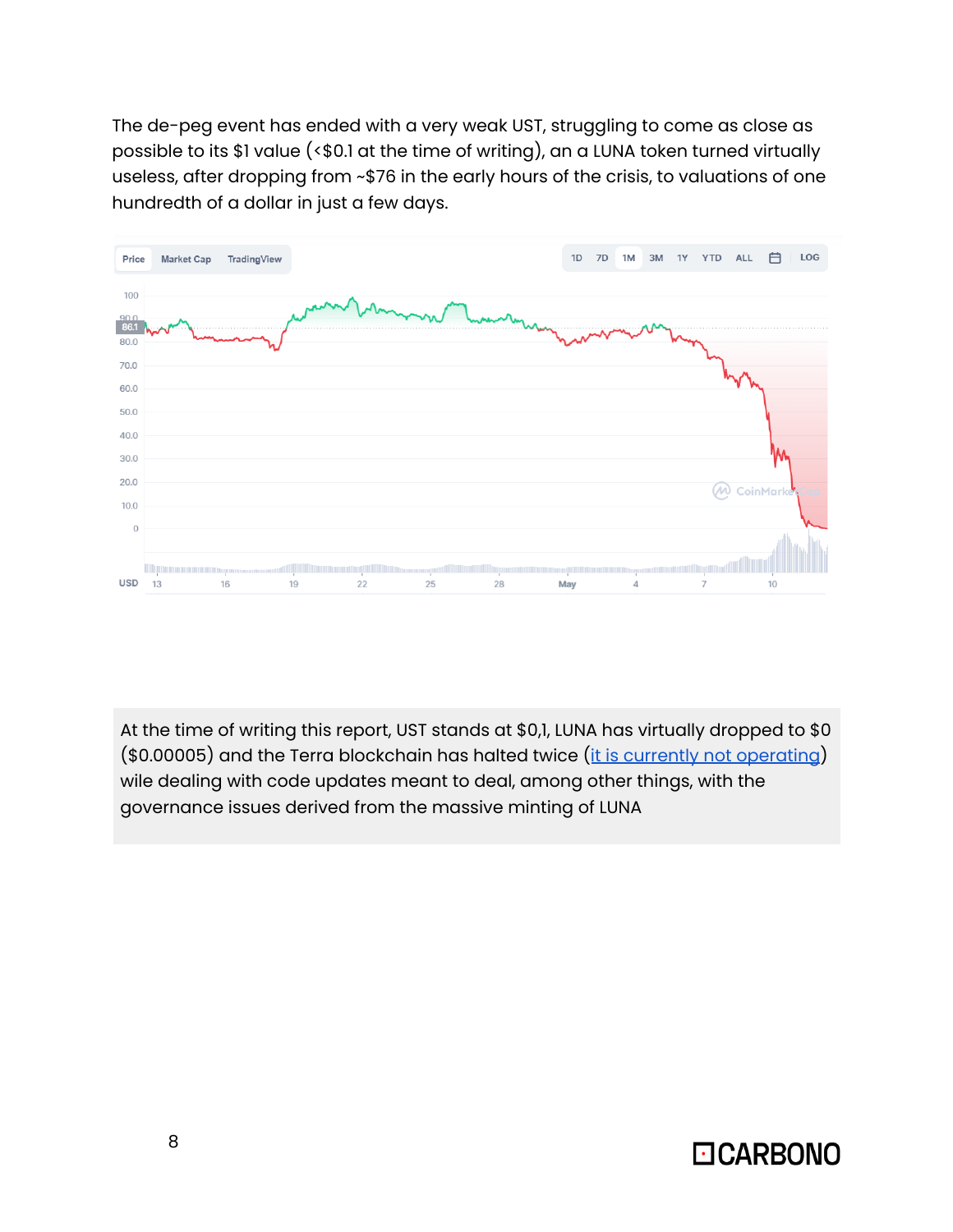The de-peg event has ended with a very weak UST, struggling to come as close as possible to its $1 value (<$0.1 at the time of writing), an a LUNA token turned virtually useless, after dropping from ~$76 in the early hours of the crisis, to valuations of one hundredth of a dollar in just a few days.

At the time of writing this report, UST stands at $0,1, LUNA has virtually dropped to $0 ($0.00005) and the Terra blockchain has halted twice (it is currently not operating) wile dealing with code updates meant to deal, among other things, with the governance issues derived from the massive minting of LUNA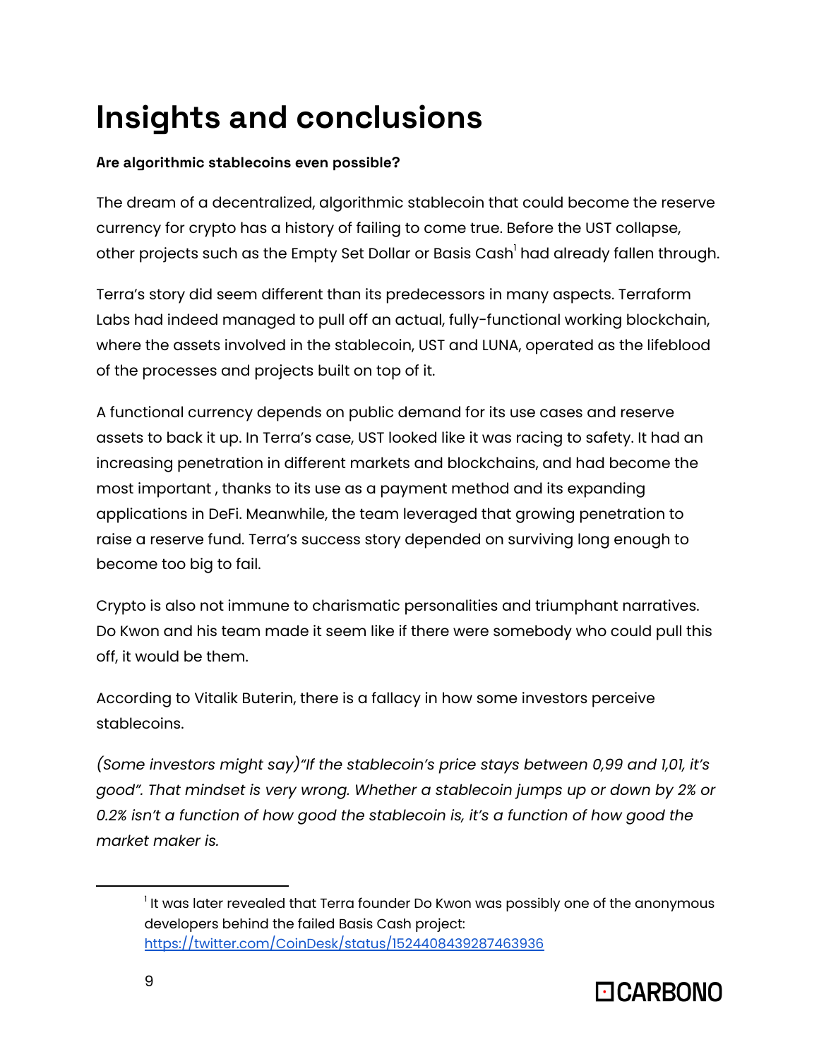# Insights and conclusions

**Are algorithmic stablecoins even possible?**

The dream of a decentralized, algorithmic stablecoin that could become the reserve currency for crypto has a history of failing to come true. Before the UST collapse, other projects such as the Empty Set Dollar or Basis Cash[1] had already fallen through.

Terra's story did seem different than its predecessors in many aspects. Terraform Labs had indeed managed to pull off an actual, fully-functional working blockchain, where the assets involved in the stablecoin, UST and LUNA, operated as the lifeblood of the processes and projects built on top of it.

A functional currency depends on public demand for its use cases and reserve assets to back it up. In Terra's case, UST looked like it was racing to safety. It had an increasing penetration in different markets and blockchains, and had become the most important , thanks to its use as a payment method and its expanding applications in DeFi. Meanwhile, the team leveraged that growing penetration to raise a reserve fund. Terra's success story depended on surviving long enough to become too big to fail.

Crypto is also not immune to charismatic personalities and triumphant narratives. Do Kwon and his team made it seem like if there were somebody who could pull this off, it would be them.

According to Vitalik Buterin, there is a fallacy in how some investors perceive stablecoins.

*(Some investors might say)"If the stablecoin's price stays between 0,99 and 1,01, it's good". That mindset is very wrong. Whether a stablecoin jumps up or down by 2% or 0.2% isn't a function of how good the stablecoin is, it's a function of how good the market maker is.*

---

[1] It was later revealed that Terra founder Do Kwon was possibly one of the anonymous developers behind the failed Basis Cash project: https://twitter.com/CoinDesk/status/1524408439287463936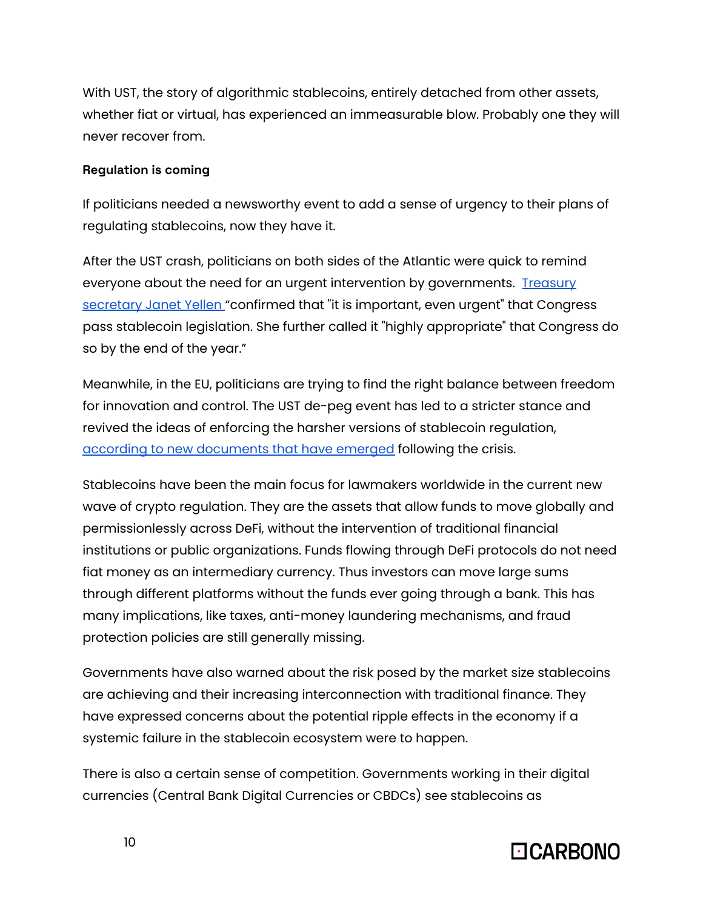With UST, the story of algorithmic stablecoins, entirely detached from other assets, whether fiat or virtual, has experienced an immeasurable blow. Probably one they will never recover from.

**Regulation is coming**

If politicians needed a newsworthy event to add a sense of urgency to their plans of regulating stablecoins, now they have it.

After the UST crash, politicians on both sides of the Atlantic were quick to remind everyone about the need for an urgent intervention by governments. [Treasury secretary Janet Yellen](#) "confirmed that "it is important, even urgent" that Congress pass stablecoin legislation. She further called it "highly appropriate" that Congress do so by the end of the year."

Meanwhile, in the EU, politicians are trying to find the right balance between freedom for innovation and control. The UST de-peg event has led to a stricter stance and revived the ideas of enforcing the harsher versions of stablecoin regulation, [according to new documents that have emerged](#) following the crisis.

Stablecoins have been the main focus for lawmakers worldwide in the current new wave of crypto regulation. They are the assets that allow funds to move globally and permissionlessly across DeFi, without the intervention of traditional financial institutions or public organizations. Funds flowing through DeFi protocols do not need fiat money as an intermediary currency. Thus investors can move large sums through different platforms without the funds ever going through a bank. This has many implications, like taxes, anti-money laundering mechanisms, and fraud protection policies are still generally missing.

Governments have also warned about the risk posed by the market size stablecoins are achieving and their increasing interconnection with traditional finance. They have expressed concerns about the potential ripple effects in the economy if a systemic failure in the stablecoin ecosystem were to happen.

There is also a certain sense of competition. Governments working in their digital currencies (Central Bank Digital Currencies or CBDCs) see stablecoins as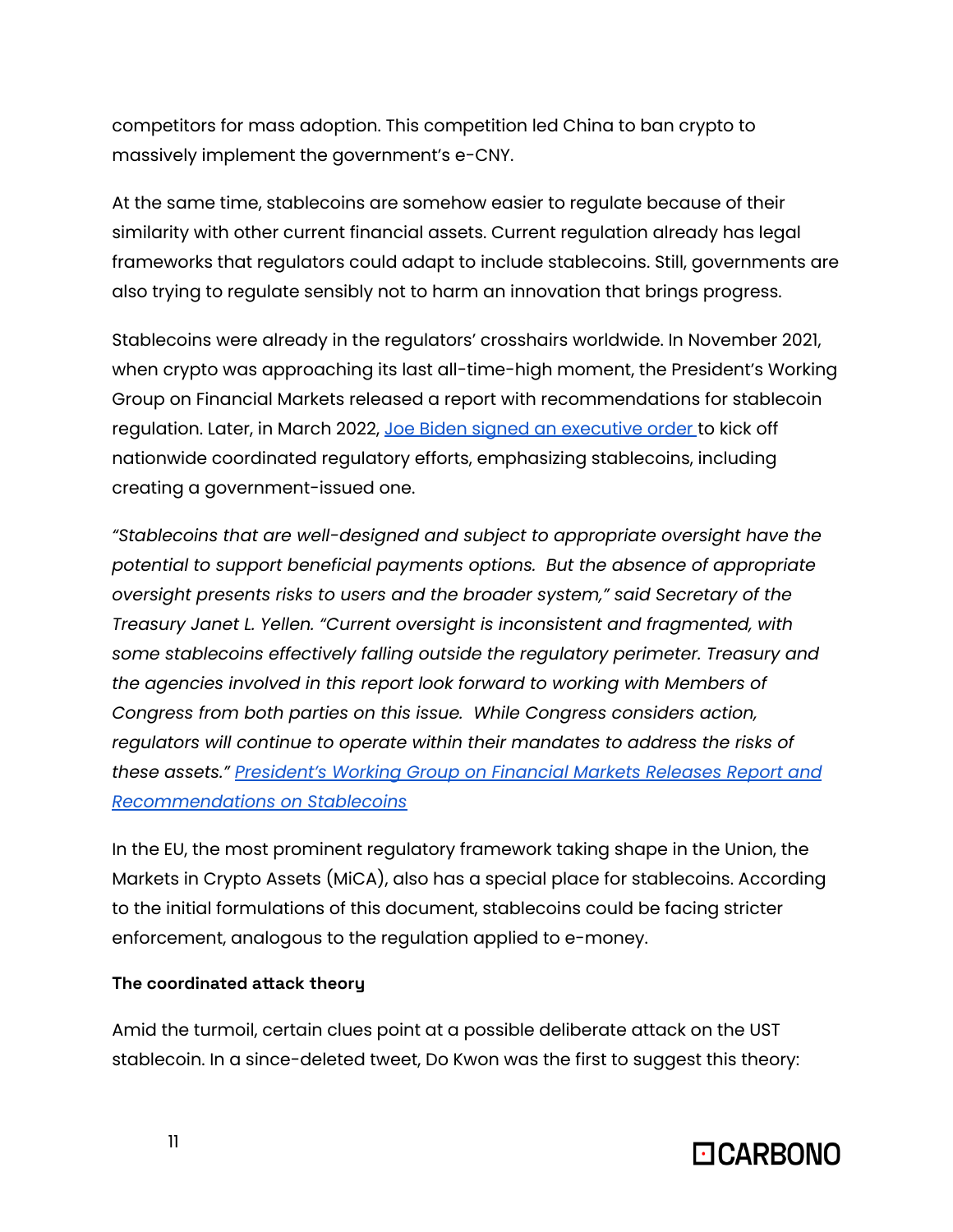competitors for mass adoption. This competition led China to ban crypto to massively implement the government's e-CNY.

At the same time, stablecoins are somehow easier to regulate because of their similarity with other current financial assets. Current regulation already has legal frameworks that regulators could adapt to include stablecoins. Still, governments are also trying to regulate sensibly not to harm an innovation that brings progress.

Stablecoins were already in the regulators' crosshairs worldwide. In November 2021, when crypto was approaching its last all-time-high moment, the President's Working Group on Financial Markets released a report with recommendations for stablecoin regulation. Later, in March 2022, Joe Biden signed an executive order to kick off nationwide coordinated regulatory efforts, emphasizing stablecoins, including creating a government-issued one.

*"Stablecoins that are well-designed and subject to appropriate oversight have the potential to support beneficial payments options. But the absence of appropriate oversight presents risks to users and the broader system," said Secretary of the Treasury Janet L. Yellen. "Current oversight is inconsistent and fragmented, with some stablecoins effectively falling outside the regulatory perimeter. Treasury and the agencies involved in this report look forward to working with Members of Congress from both parties on this issue. While Congress considers action, regulators will continue to operate within their mandates to address the risks of these assets." President's Working Group on Financial Markets Releases Report and Recommendations on Stablecoins*

In the EU, the most prominent regulatory framework taking shape in the Union, the Markets in Crypto Assets (MiCA), also has a special place for stablecoins. According to the initial formulations of this document, stablecoins could be facing stricter enforcement, analogous to the regulation applied to e-money.

**The coordinated attack theory**

Amid the turmoil, certain clues point at a possible deliberate attack on the UST stablecoin. In a since-deleted tweet, Do Kwon was the first to suggest this theory: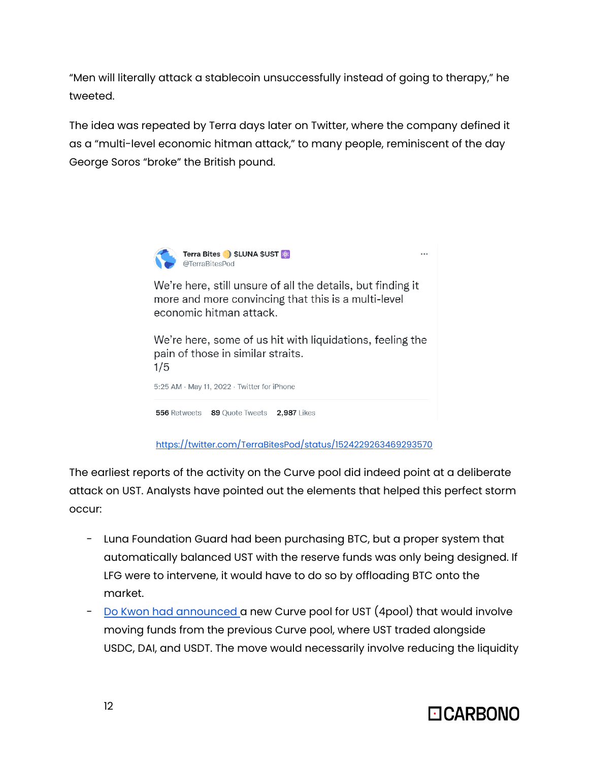"Men will literally attack a stablecoin unsuccessfully instead of going to therapy," he tweeted.

The idea was repeated by Terra days later on Twitter, where the company defined it as a "multi-level economic hitman attack," to many people, reminiscent of the day George Soros "broke" the British pound.

Terra Bites 🌖 $LUNA $UST ⚛
@TerraBitesPod

We're here, still unsure of all the details, but finding it more and more convincing that this is a multi-level economic hitman attack.

We're here, some of us hit with liquidations, feeling the pain of those in similar straits.
1/5

5:25 AM · May 11, 2022 · Twitter for iPhone

556 Retweets 89 Quote Tweets 2,987 Likes

https://twitter.com/TerraBitesPod/status/1524229263469293570

The earliest reports of the activity on the Curve pool did indeed point at a deliberate attack on UST. Analysts have pointed out the elements that helped this perfect storm occur:

- Luna Foundation Guard had been purchasing BTC, but a proper system that automatically balanced UST with the reserve funds was only being designed. If LFG were to intervene, it would have to do so by offloading BTC onto the market.
- Do Kwon had announced a new Curve pool for UST (4pool) that would involve moving funds from the previous Curve pool, where UST traded alongside USDC, DAI, and USDT. The move would necessarily involve reducing the liquidity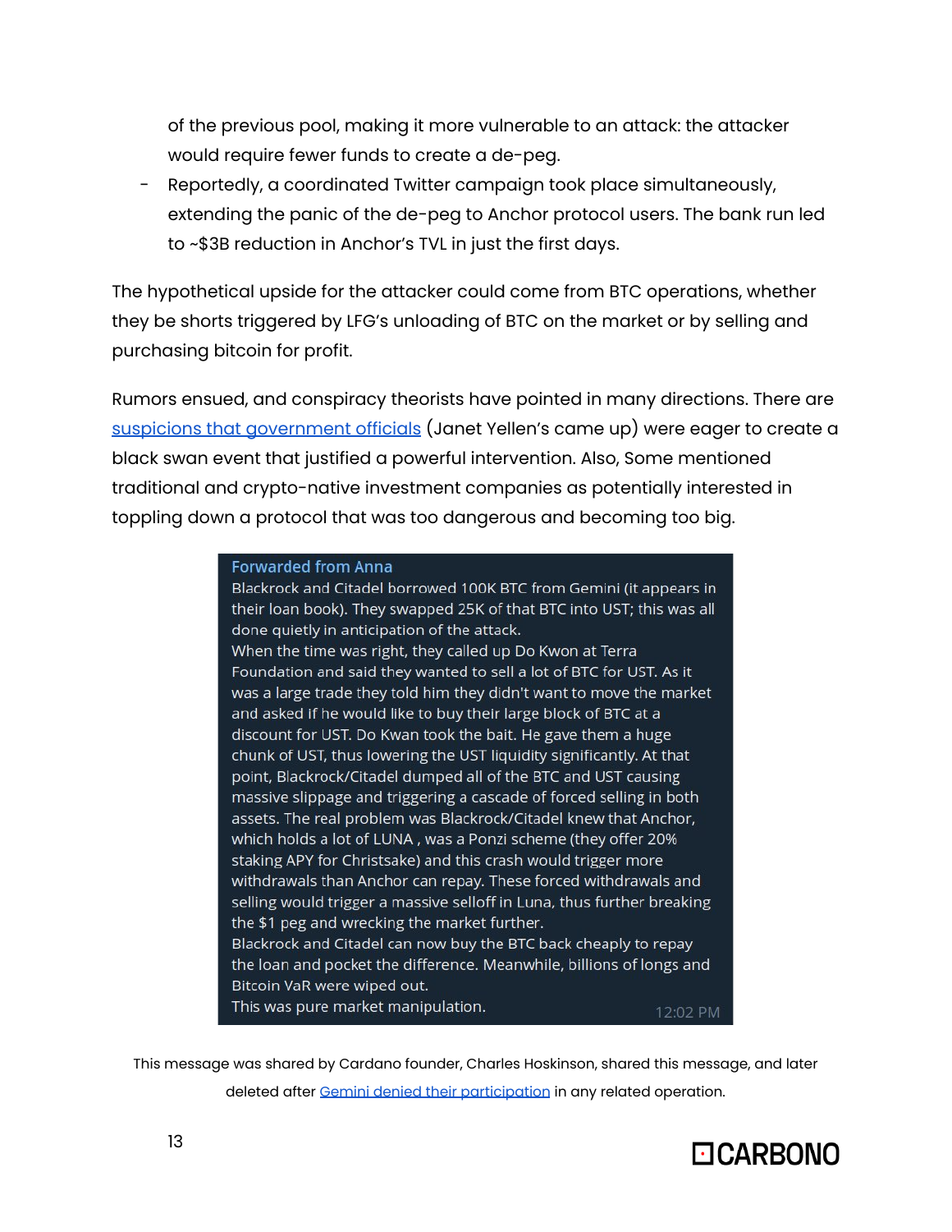of the previous pool, making it more vulnerable to an attack: the attacker would require fewer funds to create a de-peg.

- Reportedly, a coordinated Twitter campaign took place simultaneously, extending the panic of the de-peg to Anchor protocol users. The bank run led to ~$3B reduction in Anchor's TVL in just the first days.

The hypothetical upside for the attacker could come from BTC operations, whether they be shorts triggered by LFG's unloading of BTC on the market or by selling and purchasing bitcoin for profit.

Rumors ensued, and conspiracy theorists have pointed in many directions. There are suspicions that government officials (Janet Yellen's came up) were eager to create a black swan event that justified a powerful intervention. Also, Some mentioned traditional and crypto-native investment companies as potentially interested in toppling down a protocol that was too dangerous and becoming too big.

> **Forwarded from Anna**
> Blackrock and Citadel borrowed 100K BTC from Gemini (it appears in their loan book). They swapped 25K of that BTC into UST; this was all done quietly in anticipation of the attack.
> When the time was right, they called up Do Kwon at Terra Foundation and said they wanted to sell a lot of BTC for UST. As it was a large trade they told him they didn't want to move the market and asked if he would like to buy their large block of BTC at a discount for UST. Do Kwan took the bait. He gave them a huge chunk of UST, thus lowering the UST liquidity significantly. At that point, Blackrock/Citadel dumped all of the BTC and UST causing massive slippage and triggering a cascade of forced selling in both assets. The real problem was Blackrock/Citadel knew that Anchor, which holds a lot of LUNA , was a Ponzi scheme (they offer 20% staking APY for Christsake) and this crash would trigger more withdrawals than Anchor can repay. These forced withdrawals and selling would trigger a massive selloff in Luna, thus further breaking the $1 peg and wrecking the market further.
> Blackrock and Citadel can now buy the BTC back cheaply to repay the loan and pocket the difference. Meanwhile, billions of longs and Bitcoin VaR were wiped out.
> This was pure market manipulation.
> 12:02 PM

This message was shared by Cardano founder, Charles Hoskinson, shared this message, and later deleted after Gemini denied their participation in any related operation.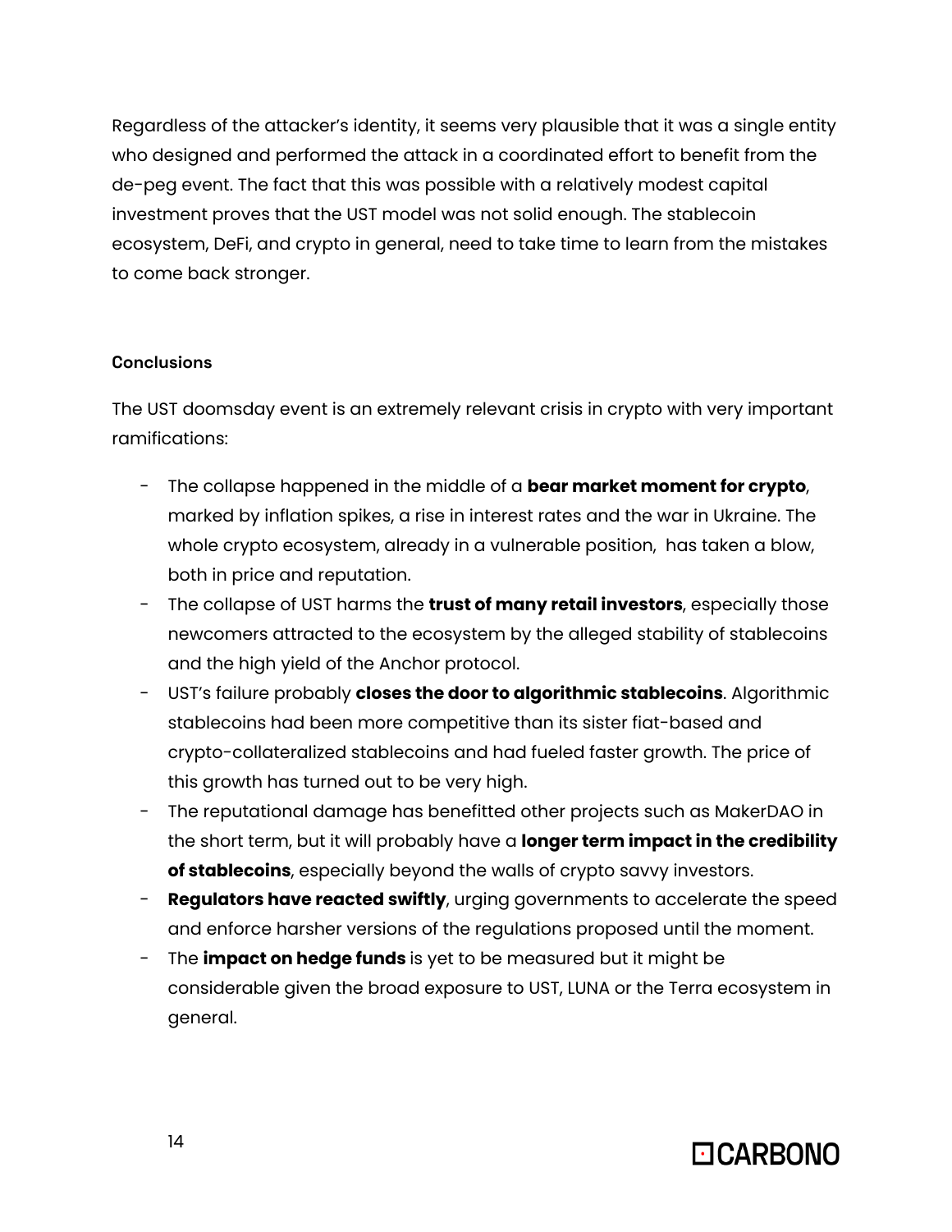Regardless of the attacker's identity, it seems very plausible that it was a single entity who designed and performed the attack in a coordinated effort to benefit from the de-peg event. The fact that this was possible with a relatively modest capital investment proves that the UST model was not solid enough. The stablecoin ecosystem, DeFi, and crypto in general, need to take time to learn from the mistakes to come back stronger.

#### Conclusions

The UST doomsday event is an extremely relevant crisis in crypto with very important ramifications:

- The collapse happened in the middle of a **bear market moment for crypto**, marked by inflation spikes, a rise in interest rates and the war in Ukraine. The whole crypto ecosystem, already in a vulnerable position, has taken a blow, both in price and reputation.
- The collapse of UST harms the **trust of many retail investors**, especially those newcomers attracted to the ecosystem by the alleged stability of stablecoins and the high yield of the Anchor protocol.
- UST's failure probably **closes the door to algorithmic stablecoins**. Algorithmic stablecoins had been more competitive than its sister fiat-based and crypto-collateralized stablecoins and had fueled faster growth. The price of this growth has turned out to be very high.
- The reputational damage has benefitted other projects such as MakerDAO in the short term, but it will probably have a **longer term impact in the credibility of stablecoins**, especially beyond the walls of crypto savvy investors.
- **Regulators have reacted swiftly**, urging governments to accelerate the speed and enforce harsher versions of the regulations proposed until the moment.
- The **impact on hedge funds** is yet to be measured but it might be considerable given the broad exposure to UST, LUNA or the Terra ecosystem in general.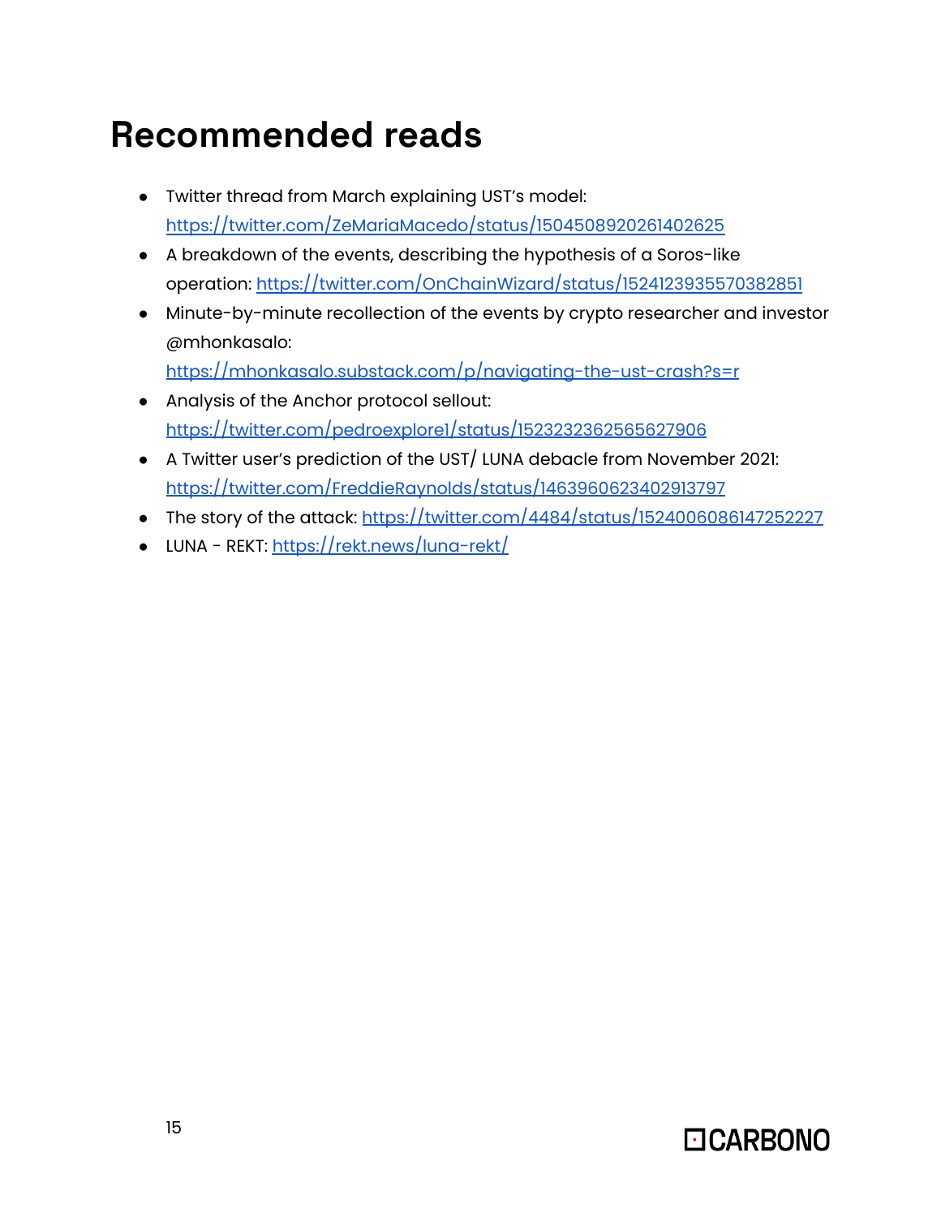# Recommended reads

- Twitter thread from March explaining UST's model: https://twitter.com/ZeMariaMacedo/status/1504508920261402625
- A breakdown of the events, describing the hypothesis of a Soros-like operation: https://twitter.com/OnChainWizard/status/1524123935570382851
- Minute-by-minute recollection of the events by crypto researcher and investor @mhonkasalo: https://mhonkasalo.substack.com/p/navigating-the-ust-crash?s=r
- Analysis of the Anchor protocol sellout: https://twitter.com/pedroexplore1/status/1523232362565627906
- A Twitter user's prediction of the UST/ LUNA debacle from November 2021: https://twitter.com/FreddieRaynolds/status/1463960623402913797
- The story of the attack: https://twitter.com/4484/status/1524006086147252227
- LUNA - REKT: https://rekt.news/luna-rekt/